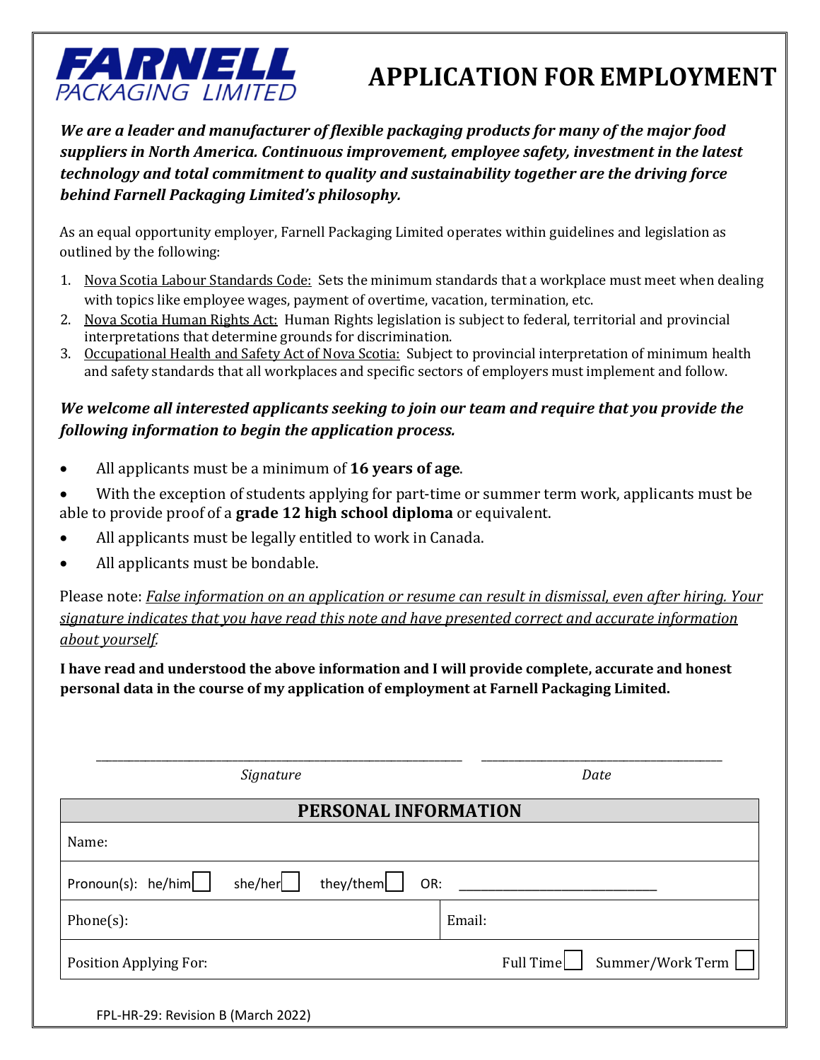**FARNELL**
PACKAGING LIMITED

# APPLICATION FOR EMPLOYMENT

***We are a leader and manufacturer of flexible packaging products for many of the major food suppliers in North America. Continuous improvement, employee safety, investment in the latest technology and total commitment to quality and sustainability together are the driving force behind Farnell Packaging Limited's philosophy.***

As an equal opportunity employer, Farnell Packaging Limited operates within guidelines and legislation as outlined by the following:

1. <u>Nova Scotia Labour Standards Code:</u> Sets the minimum standards that a workplace must meet when dealing with topics like employee wages, payment of overtime, vacation, termination, etc.
2. <u>Nova Scotia Human Rights Act:</u> Human Rights legislation is subject to federal, territorial and provincial interpretations that determine grounds for discrimination.
3. <u>Occupational Health and Safety Act of Nova Scotia:</u> Subject to provincial interpretation of minimum health and safety standards that all workplaces and specific sectors of employers must implement and follow.

***We welcome all interested applicants seeking to join our team and require that you provide the following information to begin the application process.***

- All applicants must be a minimum of **16 years of age**.
- With the exception of students applying for part-time or summer term work, applicants must be able to provide proof of a **grade 12 high school diploma** or equivalent.
- All applicants must be legally entitled to work in Canada.
- All applicants must be bondable.

Please note: *<u>False information on an application or resume can result in dismissal, even after hiring. Your signature indicates that you have read this note and have presented correct and accurate information about yourself.</u>*

**I have read and understood the above information and I will provide complete, accurate and honest personal data in the course of my application of employment at Farnell Packaging Limited.**

\_\_\_\_\_\_\_\_\_\_\_\_\_\_\_\_\_\_\_\_\_\_\_\_\_\_\_\_\_\_\_\_\_\_\_\_ \_\_\_\_\_\_\_\_\_\_\_\_\_\_\_\_\_\_\_\_\_\_\_\_\_\_\_\_

*Signature* *Date*

| PERSONAL INFORMATION | |
|---|---|
| Name: | |
| Pronoun(s): he/him ☐ she/her ☐ they/them ☐ OR: \_\_\_\_\_\_\_\_\_\_\_\_\_\_\_\_\_\_ | |
| Phone(s): | Email: |
| Position Applying For: | Full Time ☐ Summer/Work Term ☐ |

FPL-HR-29: Revision B (March 2022)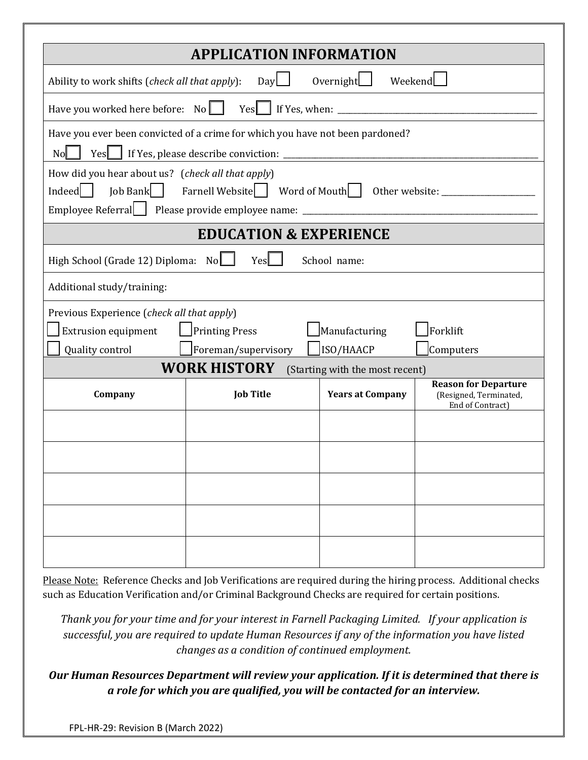## APPLICATION INFORMATION

Ability to work shifts (*check all that apply*): Day ☐ Overnight ☐ Weekend ☐

Have you worked here before: No ☐ Yes ☐ If Yes, when: ______________________________

Have you ever been convicted of a crime for which you have not been pardoned?

No ☐ Yes ☐ If Yes, please describe conviction: ______________________________

How did you hear about us? (*check all that apply*)

Indeed ☐ Job Bank ☐ Farnell Website ☐ Word of Mouth ☐ Other website: ______________

Employee Referral ☐ Please provide employee name: ______________________________

## EDUCATION & EXPERIENCE

High School (Grade 12) Diploma: No ☐ Yes ☐ School name:

Additional study/training:

Previous Experience (*check all that apply*)

☐ Extrusion equipment ☐ Printing Press ☐ Manufacturing ☐ Forklift

☐ Quality control ☐ Foreman/supervisory ☐ ISO/HAACP ☐ Computers

## WORK HISTORY (Starting with the most recent)

| Company | Job Title | Years at Company | Reason for Departure (Resigned, Terminated, End of Contract) |
|---|---|---|---|
| | | | |
| | | | |
| | | | |
| | | | |
| | | | |

Please Note: Reference Checks and Job Verifications are required during the hiring process. Additional checks such as Education Verification and/or Criminal Background Checks are required for certain positions.

*Thank you for your time and for your interest in Farnell Packaging Limited. If your application is successful, you are required to update Human Resources if any of the information you have listed changes as a condition of continued employment.*

***Our Human Resources Department will review your application. If it is determined that there is a role for which you are qualified, you will be contacted for an interview.***

FPL-HR-29: Revision B (March 2022)